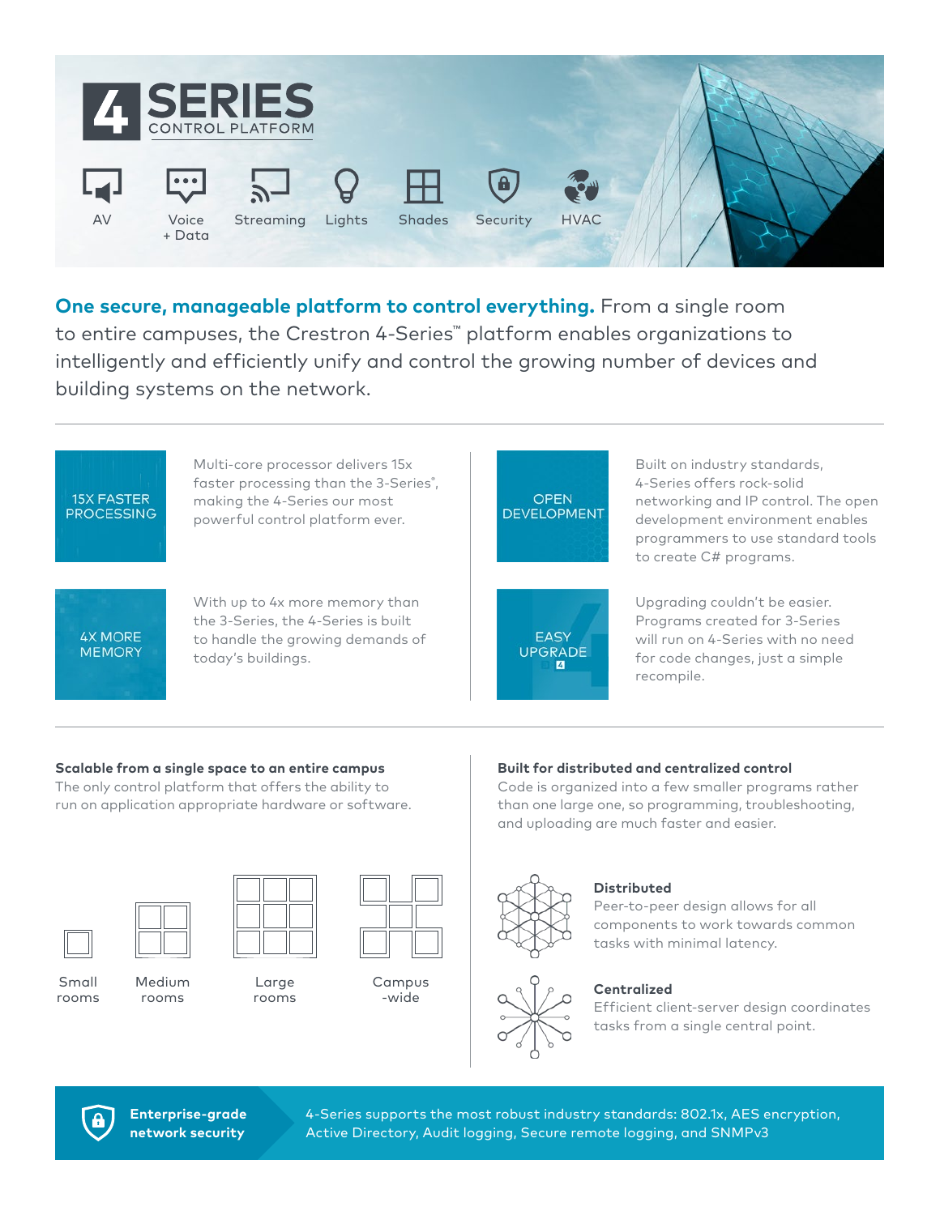# 4 SERIES
CONTROL PLATFORM

AV | Voice + Data | Streaming | Lights | Shades | Security | HVAC

**One secure, manageable platform to control everything.** From a single room to entire campuses, the Crestron 4-Series™ platform enables organizations to intelligently and efficiently unify and control the growing number of devices and building systems on the network.

**15X FASTER PROCESSING**

Multi-core processor delivers 15x faster processing than the 3-Series®, making the 4-Series our most powerful control platform ever.

**4X MORE MEMORY**

With up to 4x more memory than the 3-Series, the 4-Series is built to handle the growing demands of today's buildings.

**OPEN DEVELOPMENT**

Built on industry standards, 4-Series offers rock-solid networking and IP control. The open development environment enables programmers to use standard tools to create C# programs.

**EASY UPGRADE**

Upgrading couldn't be easier. Programs created for 3-Series will run on 4-Series with no need for code changes, just a simple recompile.

### Scalable from a single space to an entire campus

The only control platform that offers the ability to run on application appropriate hardware or software.

Small rooms | Medium rooms | Large rooms | Campus-wide

### Built for distributed and centralized control

Code is organized into a few smaller programs rather than one large one, so programming, troubleshooting, and uploading are much faster and easier.

**Distributed**
Peer-to-peer design allows for all components to work towards common tasks with minimal latency.

**Centralized**
Efficient client-server design coordinates tasks from a single central point.

**Enterprise-grade network security**

4-Series supports the most robust industry standards: 802.1x, AES encryption, Active Directory, Audit logging, Secure remote logging, and SNMPv3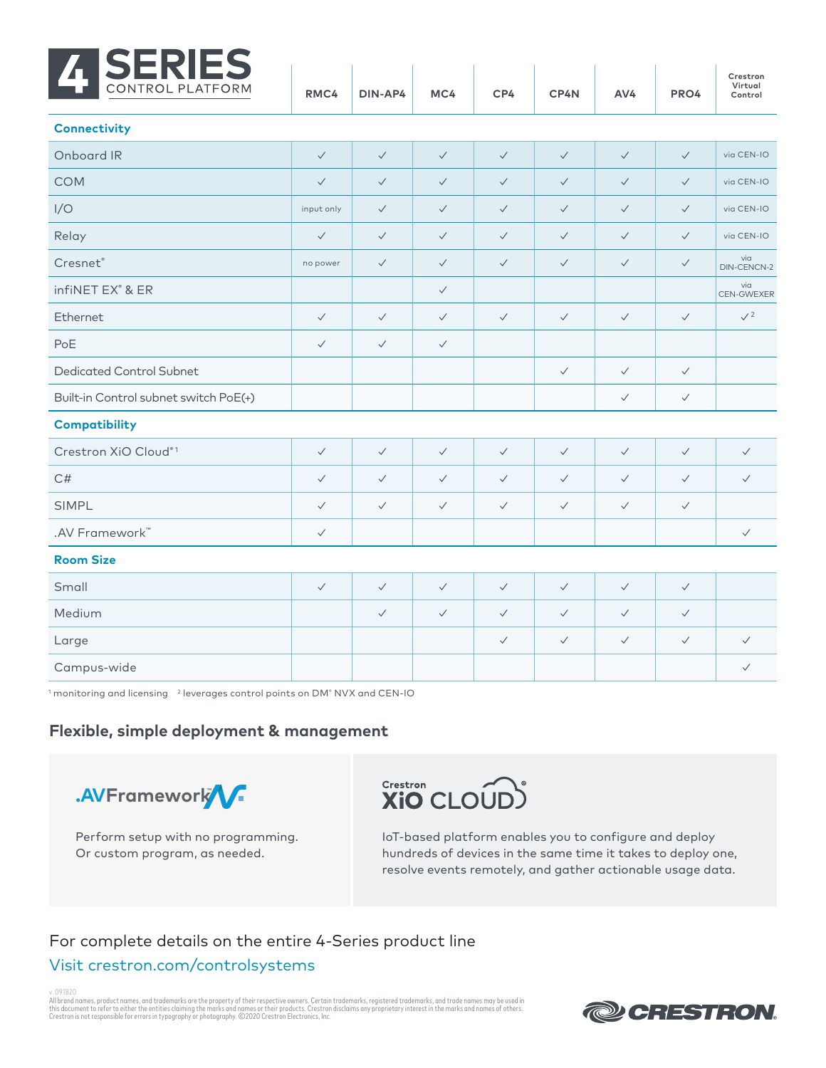# 4 SERIES CONTROL PLATFORM

| | RMC4 | DIN-AP4 | MC4 | CP4 | CP4N | AV4 | PRO4 | Crestron Virtual Control |
|---|---|---|---|---|---|---|---|---|
| **Connectivity** | | | | | | | | |
| Onboard IR | ✓ | ✓ | ✓ | ✓ | ✓ | ✓ | ✓ | via CEN-IO |
| COM | ✓ | ✓ | ✓ | ✓ | ✓ | ✓ | ✓ | via CEN-IO |
| I/O | input only | ✓ | ✓ | ✓ | ✓ | ✓ | ✓ | via CEN-IO |
| Relay | ✓ | ✓ | ✓ | ✓ | ✓ | ✓ | ✓ | via CEN-IO |
| Cresnet® | no power | ✓ | ✓ | ✓ | ✓ | ✓ | ✓ | via DIN-CENCN-2 |
| infiNET EX® & ER | | | ✓ | | | | | via CEN-GWEXER |
| Ethernet | ✓ | ✓ | ✓ | ✓ | ✓ | ✓ | ✓ | ✓[2] |
| PoE | ✓ | ✓ | ✓ | | | | | |
| Dedicated Control Subnet | | | | | ✓ | ✓ | ✓ | |
| Built-in Control subnet switch PoE(+) | | | | | | ✓ | ✓ | |
| **Compatibility** | | | | | | | | |
| Crestron XiO Cloud®[1] | ✓ | ✓ | ✓ | ✓ | ✓ | ✓ | ✓ | ✓ |
| C# | ✓ | ✓ | ✓ | ✓ | ✓ | ✓ | ✓ | ✓ |
| SIMPL | ✓ | ✓ | ✓ | ✓ | ✓ | ✓ | ✓ | |
| .AV Framework™ | ✓ | | | | | | | ✓ |
| **Room Size** | | | | | | | | |
| Small | ✓ | ✓ | ✓ | ✓ | ✓ | ✓ | ✓ | |
| Medium | | ✓ | ✓ | ✓ | ✓ | ✓ | ✓ | |
| Large | | | | ✓ | ✓ | ✓ | ✓ | ✓ |
| Campus-wide | | | | | | | | ✓ |

[1] monitoring and licensing [2] leverages control points on DM® NVX and CEN-IO

## Flexible, simple deployment & management

**.AVFramework**

Perform setup with no programming. Or custom program, as needed.

**Crestron XiO CLOUD®**

IoT-based platform enables you to configure and deploy hundreds of devices in the same time it takes to deploy one, resolve events remotely, and gather actionable usage data.

For complete details on the entire 4-Series product line

Visit crestron.com/controlsystems

v. 091820

All brand names, product names, and trademarks are the property of their respective owners. Certain trademarks, registered trademarks, and trade names may be used in this document to refer to either the entities claiming the marks and names or their products. Crestron disclaims any proprietary interest in the marks and names of others. Crestron is not responsible for errors in typography or photography. ©2020 Crestron Electronics, Inc.

CRESTRON